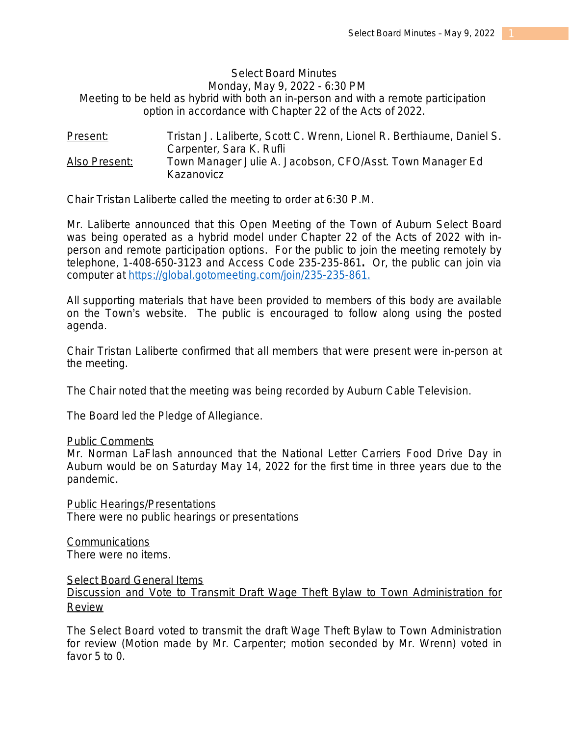# Select Board Minutes

Monday, May 9, 2022 - 6:30 PM

Meeting to be held as hybrid with both an in-person and with a remote participation option in accordance with Chapter 22 of the Acts of 2022.

Present: Tristan J. Laliberte, Scott C. Wrenn, Lionel R. Berthiaume, Daniel S. Carpenter, Sara K. Rufli

Also Present: Town Manager Julie A. Jacobson, CFO/Asst. Town Manager Ed Kazanovicz

Chair Tristan Laliberte called the meeting to order at 6:30 P.M.

Mr. Laliberte announced that this Open Meeting of the Town of Auburn Select Board was being operated as a hybrid model under Chapter 22 of the Acts of 2022 with in-person and remote participation options. For the public to join the meeting remotely by telephone, 1-408-650-3123 and Access Code 235-235-861**.** Or, the public can join via computer at https://global.gotomeeting.com/join/235-235-861.

All supporting materials that have been provided to members of this body are available on the Town's website. The public is encouraged to follow along using the posted agenda.

Chair Tristan Laliberte confirmed that all members that were present were in-person at the meeting.

The Chair noted that the meeting was being recorded by Auburn Cable Television.

The Board led the Pledge of Allegiance.

## Public Comments

Mr. Norman LaFlash announced that the National Letter Carriers Food Drive Day in Auburn would be on Saturday May 14, 2022 for the first time in three years due to the pandemic.

## Public Hearings/Presentations

There were no public hearings or presentations

## Communications

There were no items.

## Select Board General Items

### Discussion and Vote to Transmit Draft Wage Theft Bylaw to Town Administration for Review

The Select Board voted to transmit the draft Wage Theft Bylaw to Town Administration for review (Motion made by Mr. Carpenter; motion seconded by Mr. Wrenn) voted in favor 5 to 0.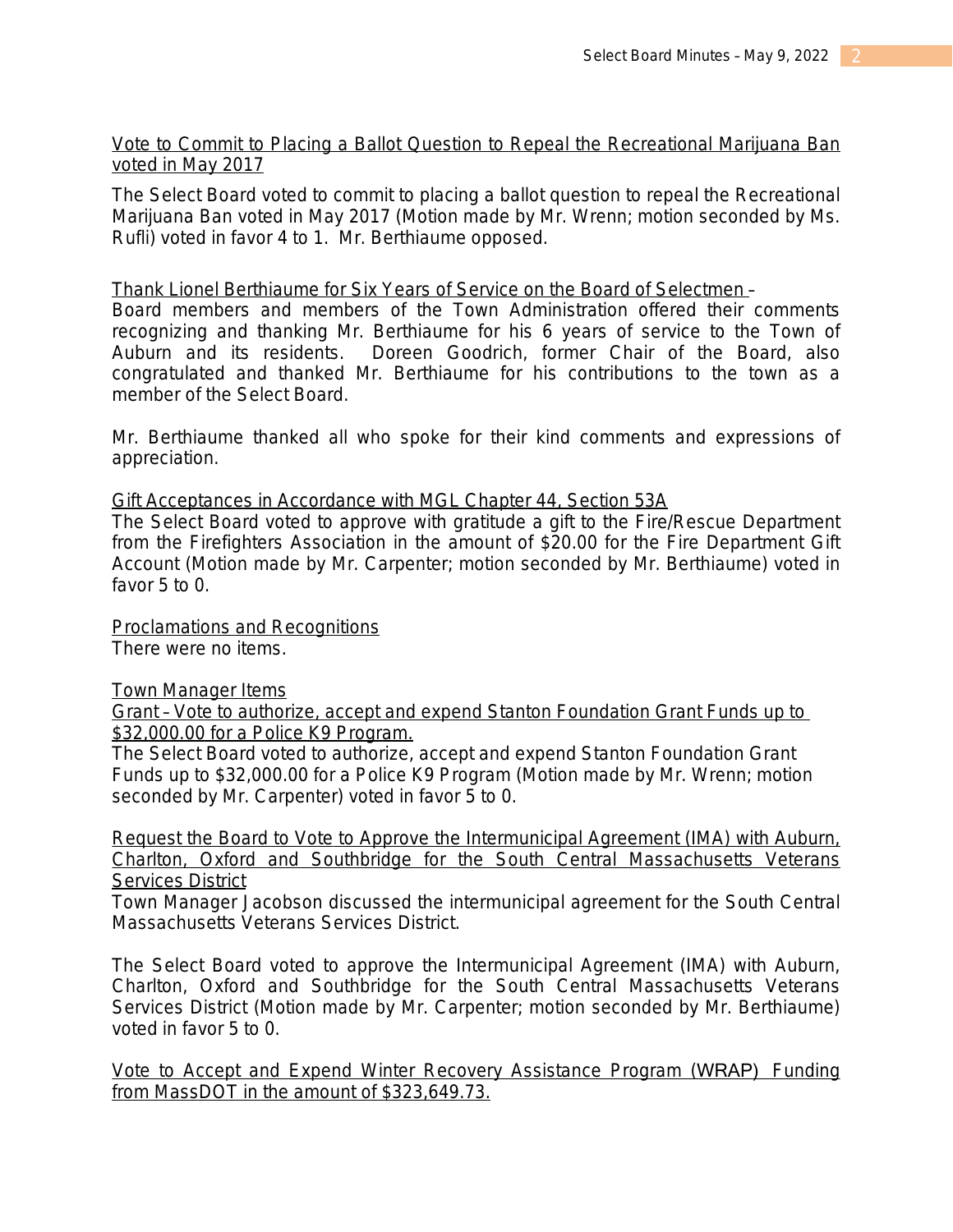Vote to Commit to Placing a Ballot Question to Repeal the Recreational Marijuana Ban voted in May 2017

The Select Board voted to commit to placing a ballot question to repeal the Recreational Marijuana Ban voted in May 2017 (Motion made by Mr. Wrenn; motion seconded by Ms. Rufli) voted in favor 4 to 1. Mr. Berthiaume opposed.

Thank Lionel Berthiaume for Six Years of Service on the Board of Selectmen –
Board members and members of the Town Administration offered their comments recognizing and thanking Mr. Berthiaume for his 6 years of service to the Town of Auburn and its residents. Doreen Goodrich, former Chair of the Board, also congratulated and thanked Mr. Berthiaume for his contributions to the town as a member of the Select Board.

Mr. Berthiaume thanked all who spoke for their kind comments and expressions of appreciation.

Gift Acceptances in Accordance with MGL Chapter 44, Section 53A
The Select Board voted to approve with gratitude a gift to the Fire/Rescue Department from the Firefighters Association in the amount of $20.00 for the Fire Department Gift Account (Motion made by Mr. Carpenter; motion seconded by Mr. Berthiaume) voted in favor 5 to 0.

Proclamations and Recognitions
There were no items.

Town Manager Items
Grant – Vote to authorize, accept and expend Stanton Foundation Grant Funds up to $32,000.00 for a Police K9 Program.
The Select Board voted to authorize, accept and expend Stanton Foundation Grant Funds up to $32,000.00 for a Police K9 Program (Motion made by Mr. Wrenn; motion seconded by Mr. Carpenter) voted in favor 5 to 0.

Request the Board to Vote to Approve the Intermunicipal Agreement (IMA) with Auburn, Charlton, Oxford and Southbridge for the South Central Massachusetts Veterans Services District
Town Manager Jacobson discussed the intermunicipal agreement for the South Central Massachusetts Veterans Services District.

The Select Board voted to approve the Intermunicipal Agreement (IMA) with Auburn, Charlton, Oxford and Southbridge for the South Central Massachusetts Veterans Services District (Motion made by Mr. Carpenter; motion seconded by Mr. Berthiaume) voted in favor 5 to 0.

Vote to Accept and Expend Winter Recovery Assistance Program (WRAP) Funding from MassDOT in the amount of $323,649.73.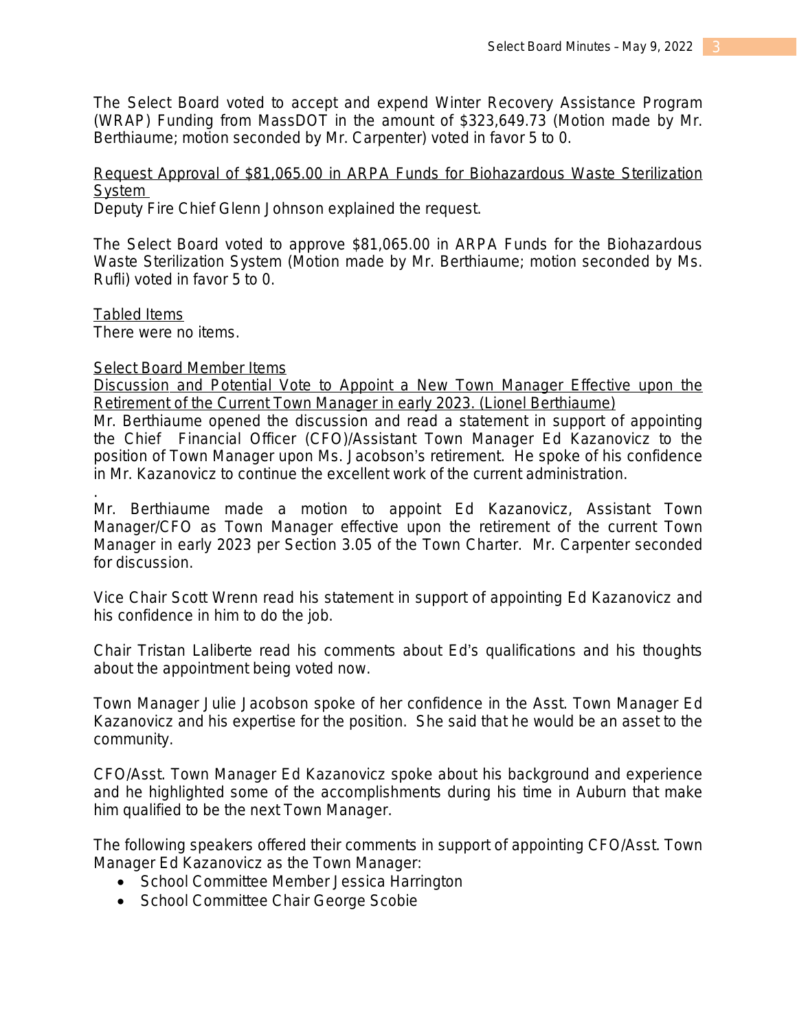The Select Board voted to accept and expend Winter Recovery Assistance Program (WRAP) Funding from MassDOT in the amount of $323,649.73 (Motion made by Mr. Berthiaume; motion seconded by Mr. Carpenter) voted in favor 5 to 0.

<u>Request Approval of $81,065.00 in ARPA Funds for Biohazardous Waste Sterilization System</u>
Deputy Fire Chief Glenn Johnson explained the request.

The Select Board voted to approve $81,065.00 in ARPA Funds for the Biohazardous Waste Sterilization System (Motion made by Mr. Berthiaume; motion seconded by Ms. Rufli) voted in favor 5 to 0.

<u>Tabled Items</u>
There were no items.

<u>Select Board Member Items</u>
<u>Discussion and Potential Vote to Appoint a New Town Manager Effective upon the Retirement of the Current Town Manager in early 2023. (Lionel Berthiaume)</u>
Mr. Berthiaume opened the discussion and read a statement in support of appointing the Chief Financial Officer (CFO)/Assistant Town Manager Ed Kazanovicz to the position of Town Manager upon Ms. Jacobson's retirement. He spoke of his confidence in Mr. Kazanovicz to continue the excellent work of the current administration.

.
Mr. Berthiaume made a motion to appoint Ed Kazanovicz, Assistant Town Manager/CFO as Town Manager effective upon the retirement of the current Town Manager in early 2023 per Section 3.05 of the Town Charter. Mr. Carpenter seconded for discussion.

Vice Chair Scott Wrenn read his statement in support of appointing Ed Kazanovicz and his confidence in him to do the job.

Chair Tristan Laliberte read his comments about Ed's qualifications and his thoughts about the appointment being voted now.

Town Manager Julie Jacobson spoke of her confidence in the Asst. Town Manager Ed Kazanovicz and his expertise for the position. She said that he would be an asset to the community.

CFO/Asst. Town Manager Ed Kazanovicz spoke about his background and experience and he highlighted some of the accomplishments during his time in Auburn that make him qualified to be the next Town Manager.

The following speakers offered their comments in support of appointing CFO/Asst. Town Manager Ed Kazanovicz as the Town Manager:

- School Committee Member Jessica Harrington
- School Committee Chair George Scobie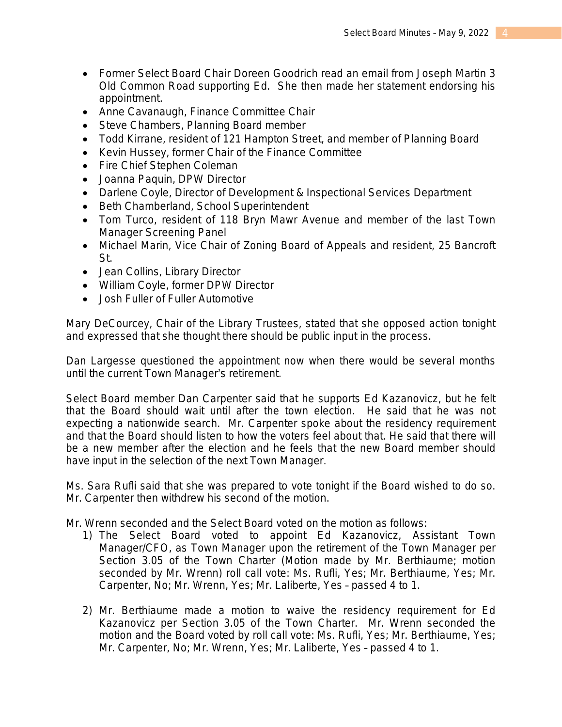- Former Select Board Chair Doreen Goodrich read an email from Joseph Martin 3 Old Common Road supporting Ed. She then made her statement endorsing his appointment.
- Anne Cavanaugh, Finance Committee Chair
- Steve Chambers, Planning Board member
- Todd Kirrane, resident of 121 Hampton Street, and member of Planning Board
- Kevin Hussey, former Chair of the Finance Committee
- Fire Chief Stephen Coleman
- Joanna Paquin, DPW Director
- Darlene Coyle, Director of Development & Inspectional Services Department
- Beth Chamberland, School Superintendent
- Tom Turco, resident of 118 Bryn Mawr Avenue and member of the last Town Manager Screening Panel
- Michael Marin, Vice Chair of Zoning Board of Appeals and resident, 25 Bancroft St.
- Jean Collins, Library Director
- William Coyle, former DPW Director
- Josh Fuller of Fuller Automotive

Mary DeCourcey, Chair of the Library Trustees, stated that she opposed action tonight and expressed that she thought there should be public input in the process.

Dan Largesse questioned the appointment now when there would be several months until the current Town Manager's retirement.

Select Board member Dan Carpenter said that he supports Ed Kazanovicz, but he felt that the Board should wait until after the town election. He said that he was not expecting a nationwide search. Mr. Carpenter spoke about the residency requirement and that the Board should listen to how the voters feel about that. He said that there will be a new member after the election and he feels that the new Board member should have input in the selection of the next Town Manager.

Ms. Sara Rufli said that she was prepared to vote tonight if the Board wished to do so. Mr. Carpenter then withdrew his second of the motion.

Mr. Wrenn seconded and the Select Board voted on the motion as follows:

1) The Select Board voted to appoint Ed Kazanovicz, Assistant Town Manager/CFO, as Town Manager upon the retirement of the Town Manager per Section 3.05 of the Town Charter (Motion made by Mr. Berthiaume; motion seconded by Mr. Wrenn) roll call vote: Ms. Rufli, Yes; Mr. Berthiaume, Yes; Mr. Carpenter, No; Mr. Wrenn, Yes; Mr. Laliberte, Yes – passed 4 to 1.

2) Mr. Berthiaume made a motion to waive the residency requirement for Ed Kazanovicz per Section 3.05 of the Town Charter. Mr. Wrenn seconded the motion and the Board voted by roll call vote: Ms. Rufli, Yes; Mr. Berthiaume, Yes; Mr. Carpenter, No; Mr. Wrenn, Yes; Mr. Laliberte, Yes – passed 4 to 1.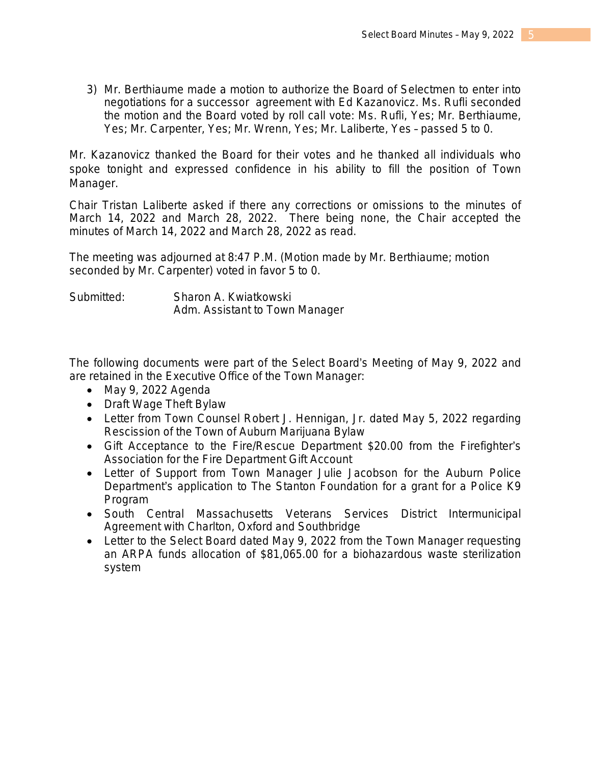3) Mr. Berthiaume made a motion to authorize the Board of Selectmen to enter into negotiations for a successor agreement with Ed Kazanovicz. Ms. Rufli seconded the motion and the Board voted by roll call vote: Ms. Rufli, Yes; Mr. Berthiaume, Yes; Mr. Carpenter, Yes; Mr. Wrenn, Yes; Mr. Laliberte, Yes – passed 5 to 0.

Mr. Kazanovicz thanked the Board for their votes and he thanked all individuals who spoke tonight and expressed confidence in his ability to fill the position of Town Manager.

Chair Tristan Laliberte asked if there any corrections or omissions to the minutes of March 14, 2022 and March 28, 2022. There being none, the Chair accepted the minutes of March 14, 2022 and March 28, 2022 as read.

The meeting was adjourned at 8:47 P.M. (Motion made by Mr. Berthiaume; motion seconded by Mr. Carpenter) voted in favor 5 to 0.

Submitted: Sharon A. Kwiatkowski
Adm. Assistant to Town Manager

The following documents were part of the Select Board's Meeting of May 9, 2022 and are retained in the Executive Office of the Town Manager:

- May 9, 2022 Agenda
- Draft Wage Theft Bylaw
- Letter from Town Counsel Robert J. Hennigan, Jr. dated May 5, 2022 regarding Rescission of the Town of Auburn Marijuana Bylaw
- Gift Acceptance to the Fire/Rescue Department $20.00 from the Firefighter's Association for the Fire Department Gift Account
- Letter of Support from Town Manager Julie Jacobson for the Auburn Police Department's application to The Stanton Foundation for a grant for a Police K9 Program
- South Central Massachusetts Veterans Services District Intermunicipal Agreement with Charlton, Oxford and Southbridge
- Letter to the Select Board dated May 9, 2022 from the Town Manager requesting an ARPA funds allocation of $81,065.00 for a biohazardous waste sterilization system